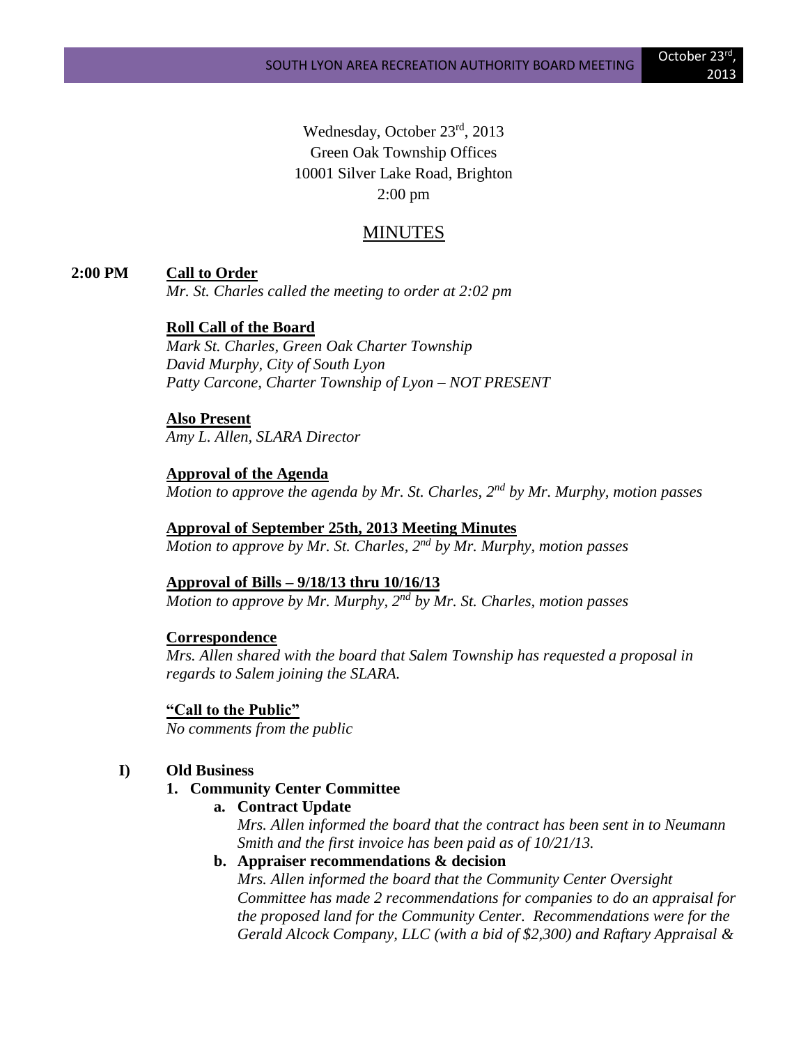Wednesday, October 23rd, 2013
Green Oak Township Offices
10001 Silver Lake Road, Brighton
2:00 pm

# MINUTES

**2:00 PM** **Call to Order**

*Mr. St. Charles called the meeting to order at 2:02 pm*

**Roll Call of the Board**

*Mark St. Charles, Green Oak Charter Township*
*David Murphy, City of South Lyon*
*Patty Carcone, Charter Township of Lyon – NOT PRESENT*

**Also Present**

*Amy L. Allen, SLARA Director*

**Approval of the Agenda**

*Motion to approve the agenda by Mr. St. Charles, 2nd by Mr. Murphy, motion passes*

**Approval of September 25th, 2013 Meeting Minutes**

*Motion to approve by Mr. St. Charles, 2nd by Mr. Murphy, motion passes*

**Approval of Bills – 9/18/13 thru 10/16/13**

*Motion to approve by Mr. Murphy, 2nd by Mr. St. Charles, motion passes*

**Correspondence**

*Mrs. Allen shared with the board that Salem Township has requested a proposal in regards to Salem joining the SLARA.*

**"Call to the Public"**

*No comments from the public*

**I) Old Business**

**1. Community Center Committee**

**a. Contract Update**

*Mrs. Allen informed the board that the contract has been sent in to Neumann Smith and the first invoice has been paid as of 10/21/13.*

**b. Appraiser recommendations & decision**

*Mrs. Allen informed the board that the Community Center Oversight Committee has made 2 recommendations for companies to do an appraisal for the proposed land for the Community Center. Recommendations were for the Gerald Alcock Company, LLC (with a bid of $2,300) and Raftary Appraisal &*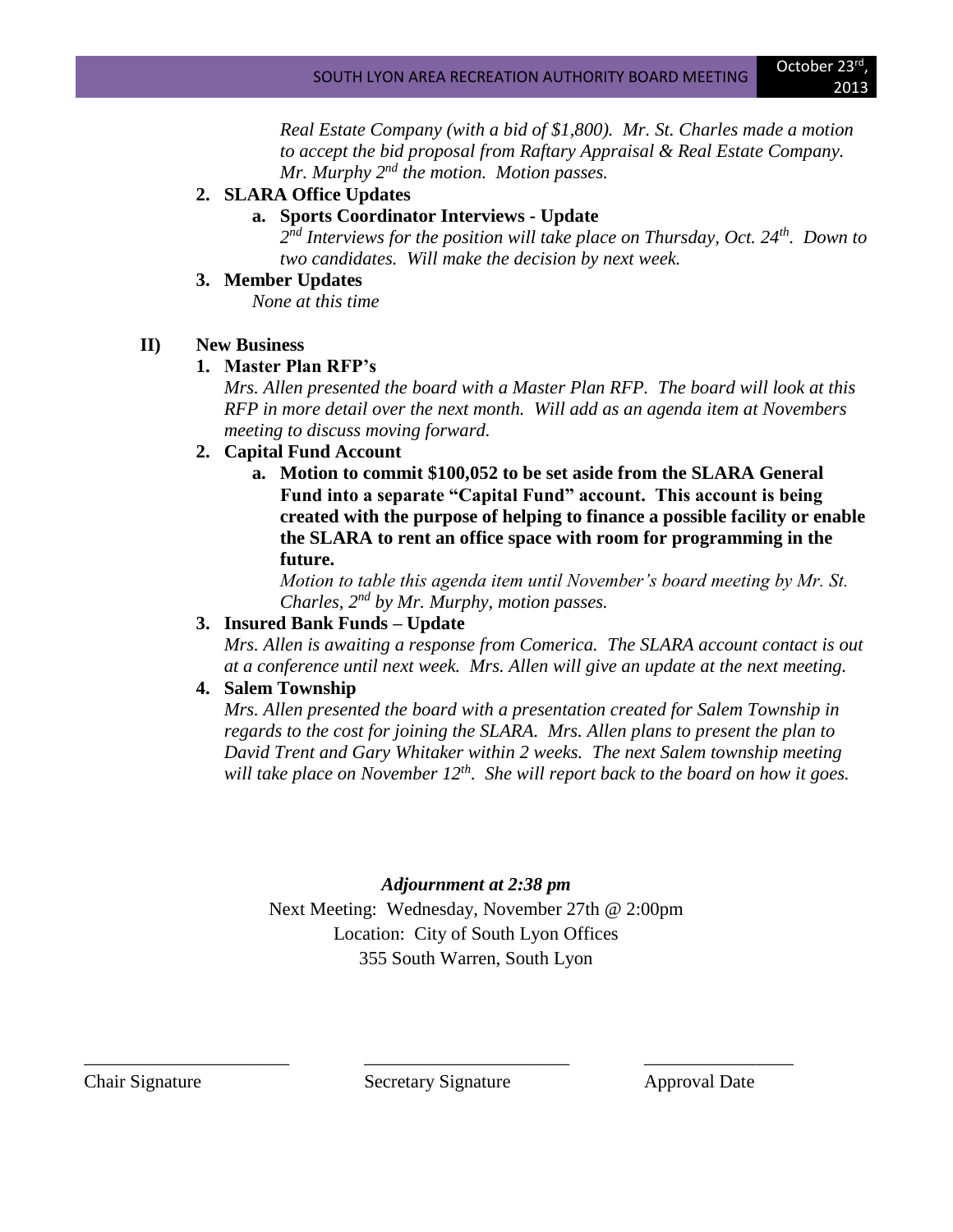*Real Estate Company (with a bid of $1,800). Mr. St. Charles made a motion to accept the bid proposal from Raftary Appraisal & Real Estate Company. Mr. Murphy 2nd the motion. Motion passes.*

**2. SLARA Office Updates**

**a. Sports Coordinator Interviews - Update**

*2nd Interviews for the position will take place on Thursday, Oct. 24th. Down to two candidates. Will make the decision by next week.*

**3. Member Updates**

*None at this time*

**II) New Business**

**1. Master Plan RFP's**

*Mrs. Allen presented the board with a Master Plan RFP. The board will look at this RFP in more detail over the next month. Will add as an agenda item at Novembers meeting to discuss moving forward.*

**2. Capital Fund Account**

**a. Motion to commit $100,052 to be set aside from the SLARA General Fund into a separate "Capital Fund" account. This account is being created with the purpose of helping to finance a possible facility or enable the SLARA to rent an office space with room for programming in the future.**

*Motion to table this agenda item until November's board meeting by Mr. St. Charles, 2nd by Mr. Murphy, motion passes.*

**3. Insured Bank Funds – Update**

*Mrs. Allen is awaiting a response from Comerica. The SLARA account contact is out at a conference until next week. Mrs. Allen will give an update at the next meeting.*

**4. Salem Township**

*Mrs. Allen presented the board with a presentation created for Salem Township in regards to the cost for joining the SLARA. Mrs. Allen plans to present the plan to David Trent and Gary Whitaker within 2 weeks. The next Salem township meeting will take place on November 12th. She will report back to the board on how it goes.*

***Adjournment at 2:38 pm***

Next Meeting: Wednesday, November 27th @ 2:00pm

Location: City of South Lyon Offices

355 South Warren, South Lyon

\_\_\_\_\_\_\_\_\_\_\_\_\_\_\_\_\_\_\_\_\_\_ Chair Signature

\_\_\_\_\_\_\_\_\_\_\_\_\_\_\_\_\_\_\_\_\_\_ Secretary Signature

\_\_\_\_\_\_\_\_\_\_\_\_\_\_\_\_ Approval Date